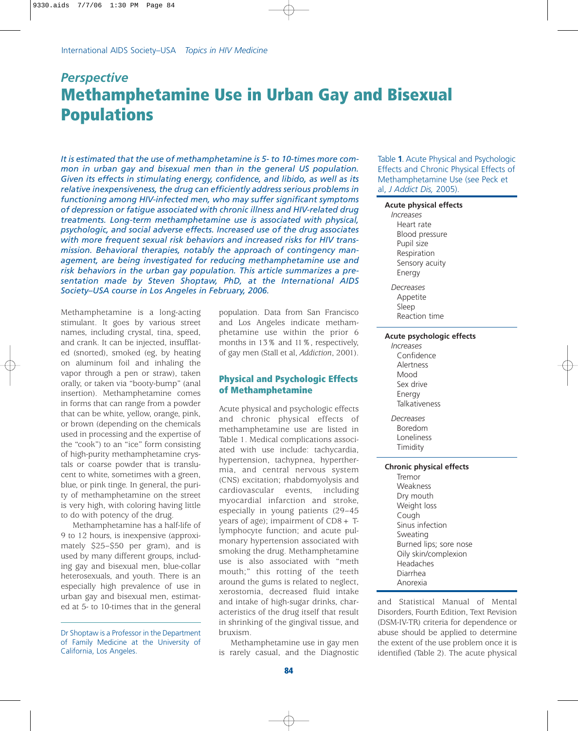*Perspective*

# Methamphetamine Use in Urban Gay and Bisexual Populations

*It is estimated that the use of methamphetamine is 5- to 10-times more common in urban gay and bisexual men than in the general US population. Given its effects in stimulating energy, confidence, and libido, as well as its relative inexpensiveness, the drug can efficiently address serious problems in functioning among HIV-infected men, who may suffer significant symptoms of depression or fatigue associated with chronic illness and HIV-related drug treatments. Long-term methamphetamine use is associated with physical, psychologic, and social adverse effects. Increased use of the drug associates with more frequent sexual risk behaviors and increased risks for HIV transmission. Behavioral therapies, notably the approach of contingency management, are being investigated for reducing methamphetamine use and risk behaviors in the urban gay population. This article summarizes a presentation made by Steven Shoptaw, PhD, at the International AIDS Society–USA course in Los Angeles in February, 2006.*

Methamphetamine is a long-acting stimulant. It goes by various street names, including crystal, tina, speed, and crank. It can be injected, insufflated (snorted), smoked (eg, by heating on aluminum foil and inhaling the vapor through a pen or straw), taken orally, or taken via "booty-bump" (anal insertion). Methamphetamine comes in forms that can range from a powder that can be white, yellow, orange, pink, or brown (depending on the chemicals used in processing and the expertise of the "cook") to an "ice" form consisting of high-purity methamphetamine crystals or coarse powder that is translucent to white, sometimes with a green, blue, or pink tinge. In general, the purity of methamphetamine on the street is very high, with coloring having little to do with potency of the drug.

Methamphetamine has a half-life of 9 to 12 hours, is inexpensive (approximately \$25–\$50 per gram), and is used by many different groups, including gay and bisexual men, blue-collar heterosexuals, and youth. There is an especially high prevalence of use in urban gay and bisexual men, estimated at 5- to 10-times that in the general population. Data from San Francisco and Los Angeles indicate methamphetamine use within the prior 6 months in 13% and 11%, respectively, of gay men (Stall et al, *Addiction*, 2001).

Dr Shoptaw is a Professor in the Department of Family Medicine at the University of California, Los Angeles.

## Physical and Psychologic Effects of Methamphetamine

Acute physical and psychologic effects and chronic physical effects of methamphetamine use are listed in Table 1. Medical complications associated with use include: tachycardia, hypertension, tachypnea, hyperthermia, and central nervous system (CNS) excitation; rhabdomyolysis and cardiovascular events, including myocardial infarction and stroke, especially in young patients (29–45 years of age); impairment of CD8+ T-lymphocyte function; and acute pulmonary hypertension associated with smoking the drug. Methamphetamine use is also associated with "meth mouth;" this rotting of the teeth around the gums is related to neglect, xerostomia, decreased fluid intake and intake of high-sugar drinks, characteristics of the drug itself that result in shrinking of the gingival tissue, and bruxism.

Methamphetamine use in gay men is rarely casual, and the Diagnostic and Statistical Manual of Mental Disorders, Fourth Edition, Text Revision (DSM-IV-TR) criteria for dependence or abuse should be applied to determine the extent of the use problem once it is identified (Table 2). The acute physical

Table **1**. Acute Physical and Psychologic Effects and Chronic Physical Effects of Methamphetamine Use (see Peck et al, *J Addict Dis,* 2005).

| |
|---|
| **Acute physical effects** |
| *Increases* |
| Heart rate |
| Blood pressure |
| Pupil size |
| Respiration |
| Sensory acuity |
| Energy |
| *Decreases* |
| Appetite |
| Sleep |
| Reaction time |
| **Acute psychologic effects** |
| *Increases* |
| Confidence |
| Alertness |
| Mood |
| Sex drive |
| Energy |
| Talkativeness |
| *Decreases* |
| Boredom |
| Loneliness |
| Timidity |
| **Chronic physical effects** |
| Tremor |
| Weakness |
| Dry mouth |
| Weight loss |
| Cough |
| Sinus infection |
| Sweating |
| Burned lips; sore nose |
| Oily skin/complexion |
| Headaches |
| Diarrhea |
| Anorexia |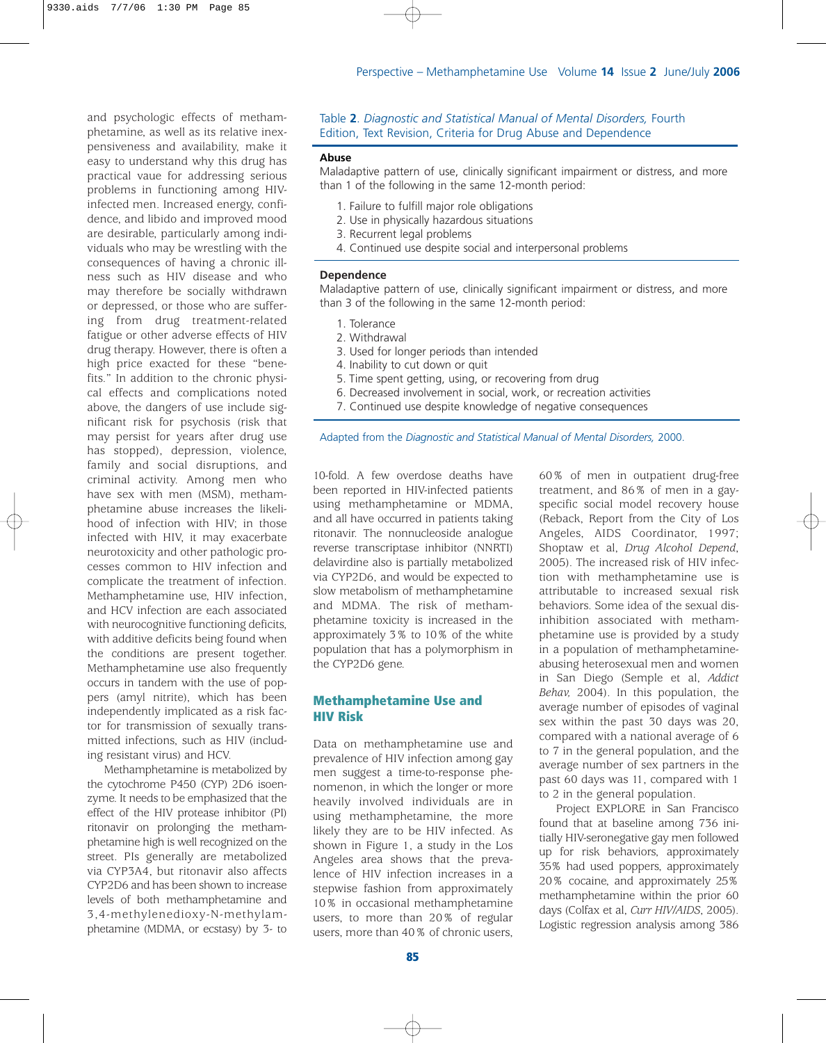and psychologic effects of methamphetamine, as well as its relative inexpensiveness and availability, make it easy to understand why this drug has practical vaue for addressing serious problems in functioning among HIV-infected men. Increased energy, confidence, and libido and improved mood are desirable, particularly among individuals who may be wrestling with the consequences of having a chronic illness such as HIV disease and who may therefore be socially withdrawn or depressed, or those who are suffering from drug treatment-related fatigue or other adverse effects of HIV drug therapy. However, there is often a high price exacted for these "benefits." In addition to the chronic physical effects and complications noted above, the dangers of use include significant risk for psychosis (risk that may persist for years after drug use has stopped), depression, violence, family and social disruptions, and criminal activity. Among men who have sex with men (MSM), methamphetamine abuse increases the likelihood of infection with HIV; in those infected with HIV, it may exacerbate neurotoxicity and other pathologic processes common to HIV infection and complicate the treatment of infection. Methamphetamine use, HIV infection, and HCV infection are each associated with neurocognitive functioning deficits, with additive deficits being found when the conditions are present together. Methamphetamine use also frequently occurs in tandem with the use of poppers (amyl nitrite), which has been independently implicated as a risk factor for transmission of sexually transmitted infections, such as HIV (including resistant virus) and HCV.

Methamphetamine is metabolized by the cytochrome P450 (CYP) 2D6 isoenzyme. It needs to be emphasized that the effect of the HIV protease inhibitor (PI) ritonavir on prolonging the methamphetamine high is well recognized on the street. PIs generally are metabolized via CYP3A4, but ritonavir also affects CYP2D6 and has been shown to increase levels of both methamphetamine and 3,4-methylenedioxy-N-methylamphetamine (MDMA, or ecstasy) by 3- to 10-fold. A few overdose deaths have been reported in HIV-infected patients using methamphetamine or MDMA, and all have occurred in patients taking ritonavir. The nonnucleoside analogue reverse transcriptase inhibitor (NNRTI) delavirdine also is partially metabolized via CYP2D6, and would be expected to slow metabolism of methamphetamine and MDMA. The risk of methamphetamine toxicity is increased in the approximately 3% to 10% of the white population that has a polymorphism in the CYP2D6 gene.

Table **2**. *Diagnostic and Statistical Manual of Mental Disorders,* Fourth Edition, Text Revision, Criteria for Drug Abuse and Dependence

**Abuse**

Maladaptive pattern of use, clinically significant impairment or distress, and more than 1 of the following in the same 12-month period:

1. Failure to fulfill major role obligations
2. Use in physically hazardous situations
3. Recurrent legal problems
4. Continued use despite social and interpersonal problems

**Dependence**

Maladaptive pattern of use, clinically significant impairment or distress, and more than 3 of the following in the same 12-month period:

1. Tolerance
2. Withdrawal
3. Used for longer periods than intended
4. Inability to cut down or quit
5. Time spent getting, using, or recovering from drug
6. Decreased involvement in social, work, or recreation activities
7. Continued use despite knowledge of negative consequences

Adapted from the *Diagnostic and Statistical Manual of Mental Disorders,* 2000.

## Methamphetamine Use and HIV Risk

Data on methamphetamine use and prevalence of HIV infection among gay men suggest a time-to-response phenomenon, in which the longer or more heavily involved individuals are in using methamphetamine, the more likely they are to be HIV infected. As shown in Figure 1, a study in the Los Angeles area shows that the prevalence of HIV infection increases in a stepwise fashion from approximately 10% in occasional methamphetamine users, to more than 20% of regular users, more than 40% of chronic users, 60% of men in outpatient drug-free treatment, and 86% of men in a gay-specific social model recovery house (Reback, Report from the City of Los Angeles, AIDS Coordinator, 1997; Shoptaw et al, *Drug Alcohol Depend*, 2005). The increased risk of HIV infection with methamphetamine use is attributable to increased sexual risk behaviors. Some idea of the sexual disinhibition associated with methamphetamine use is provided by a study in a population of methamphetamine-abusing heterosexual men and women in San Diego (Semple et al, *Addict Behav,* 2004). In this population, the average number of episodes of vaginal sex within the past 30 days was 20, compared with a national average of 6 to 7 in the general population, and the average number of sex partners in the past 60 days was 11, compared with 1 to 2 in the general population.

Project EXPLORE in San Francisco found that at baseline among 736 initially HIV-seronegative gay men followed up for risk behaviors, approximately 35% had used poppers, approximately 20% cocaine, and approximately 25% methamphetamine within the prior 60 days (Colfax et al, *Curr HIV/AIDS*, 2005). Logistic regression analysis among 386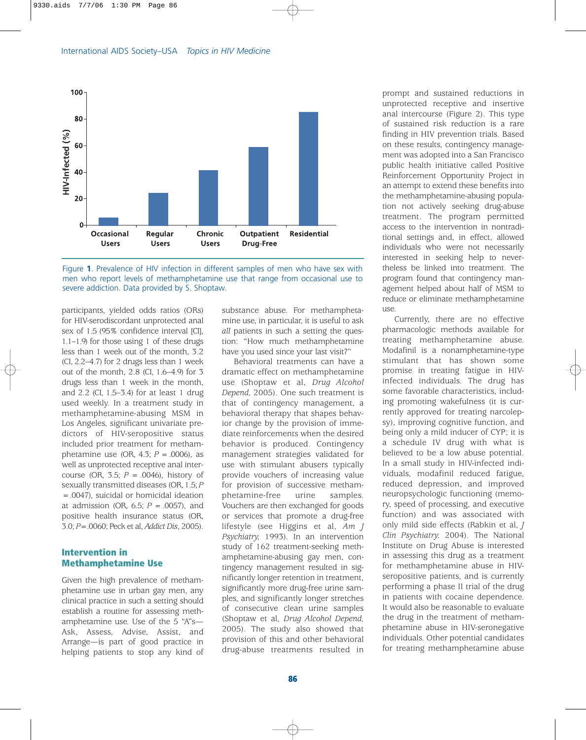Figure 1. Prevalence of HIV infection in different samples of men who have sex with men who report levels of methamphetamine use that range from occasional use to severe addiction. Data provided by S. Shoptaw.

participants, yielded odds ratios (ORs) for HIV-serodiscordant unprotected anal sex of 1.5 (95% confidence interval [CI], 1.1–1.9) for those using 1 of these drugs less than 1 week out of the month, 3.2 (CI, 2.2–4.7) for 2 drugs less than 1 week out of the month, 2.8 (CI, 1.6–4.9) for 3 drugs less than 1 week in the month, and 2.2 (CI, 1.5–3.4) for at least 1 drug used weekly. In a treatment study in methamphetamine-abusing MSM in Los Angeles, significant univariate predictors of HIV-seropositive status included prior treatment for methamphetamine use (OR, 4.3; *P* = .0006), as well as unprotected receptive anal intercourse (OR, 3.5; *P* = .0046), history of sexually transmitted diseases (OR, 1.5; *P* = .0047), suicidal or homicidal ideation at admission (OR, 6.5; *P* = .0057), and positive health insurance status (OR, 3.0; *P*=.0060; Peck et al, *Addict Dis*, 2005).

## Intervention in Methamphetamine Use

Given the high prevalence of methamphetamine use in urban gay men, any clinical practice in such a setting should establish a routine for assessing methamphetamine use. Use of the 5 "A"s—Ask, Assess, Advise, Assist, and Arrange—is part of good practice in helping patients to stop any kind of substance abuse. For methamphetamine use, in particular, it is useful to ask *all* patients in such a setting the question: "How much methamphetamine have you used since your last visit?"

Behavioral treatments can have a dramatic effect on methamphetamine use (Shoptaw et al, *Drug Alcohol Depend,* 2005). One such treatment is that of contingency management, a behavioral therapy that shapes behavior change by the provision of immediate reinforcements when the desired behavior is produced. Contingency management strategies validated for use with stimulant abusers typically provide vouchers of increasing value for provision of successive methamphetamine-free urine samples. Vouchers are then exchanged for goods or services that promote a drug-free lifestyle (see Higgins et al, *Am J Psychiatry,* 1993). In an intervention study of 162 treatment-seeking methamphetamine-abusing gay men, contingency management resulted in significantly longer retention in treatment, significantly more drug-free urine samples, and significantly longer stretches of consecutive clean urine samples (Shoptaw et al, *Drug Alcohol Depend,* 2005). The study also showed that provision of this and other behavioral drug-abuse treatments resulted in prompt and sustained reductions in unprotected receptive and insertive anal intercourse (Figure 2). This type of sustained risk reduction is a rare finding in HIV prevention trials. Based on these results, contingency management was adopted into a San Francisco public health initiative called Positive Reinforcement Opportunity Project in an attempt to extend these benefits into the methamphetamine-abusing population not actively seeking drug-abuse treatment. The program permitted access to the intervention in nontraditional settings and, in effect, allowed individuals who were not necessarily interested in seeking help to nevertheless be linked into treatment. The program found that contingency management helped about half of MSM to reduce or eliminate methamphetamine use.

Currently, there are no effective pharmacologic methods available for treating methamphetamine abuse. Modafinil is a nonamphetamine-type stimulant that has shown some promise in treating fatigue in HIV-infected individuals. The drug has some favorable characteristics, including promoting wakefulness (it is currently approved for treating narcolepsy), improving cognitive function, and being only a mild inducer of CYP; it is a schedule IV drug with what is believed to be a low abuse potential. In a small study in HIV-infected individuals, modafinil reduced fatigue, reduced depression, and improved neuropsychologic functioning (memory, speed of processing, and executive function) and was associated with only mild side effects (Rabkin et al, *J Clin Psychiatry,* 2004). The National Institute on Drug Abuse is interested in assessing this drug as a treatment for methamphetamine abuse in HIV-seropositive patients, and is currently performing a phase II trial of the drug in patients with cocaine dependence. It would also be reasonable to evaluate the drug in the treatment of methamphetamine abuse in HIV-seronegative individuals. Other potential candidates for treating methamphetamine abuse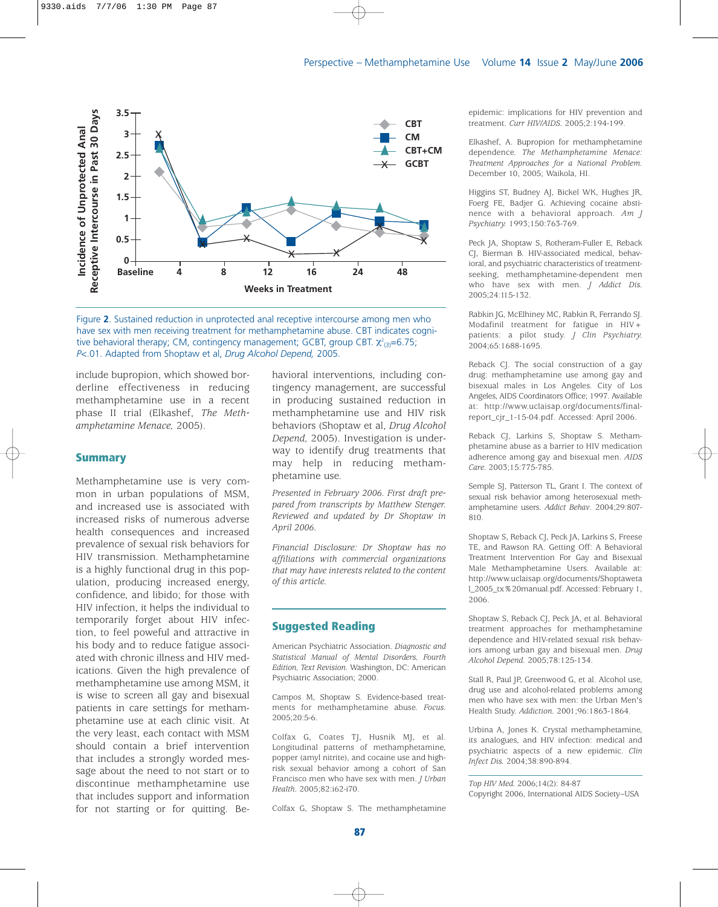Incidence of Unprotected Anal Receptive Intercourse in Past 30 Days

3.5
3
2.5
2
1.5
1
0.5
0

Baseline 4 8 12 16 24 48

Weeks in Treatment

CBT
CM
CBT+CM
GCBT

Figure **2**. Sustained reduction in unprotected anal receptive intercourse among men who have sex with men receiving treatment for methamphetamine abuse. CBT indicates cognitive behavioral therapy; CM, contingency management; GCBT, group CBT. $\chi^2_{(3)}$=6.75; *P*<.01. Adapted from Shoptaw et al, *Drug Alcohol Depend,* 2005.

include bupropion, which showed borderline effectiveness in reducing methamphetamine use in a recent phase II trial (Elkashef, *The Methamphetamine Menace,* 2005).

## Summary

Methamphetamine use is very common in urban populations of MSM, and increased use is associated with increased risks of numerous adverse health consequences and increased prevalence of sexual risk behaviors for HIV transmission. Methamphetamine is a highly functional drug in this population, producing increased energy, confidence, and libido; for those with HIV infection, it helps the individual to temporarily forget about HIV infection, to feel poweful and attractive in his body and to reduce fatigue associated with chronic illness and HIV medications. Given the high prevalence of methamphetamine use among MSM, it is wise to screen all gay and bisexual patients in care settings for methamphetamine use at each clinic visit. At the very least, each contact with MSM should contain a brief intervention that includes a strongly worded message about the need to not start or to discontinue methamphetamine use that includes support and information for not starting or for quitting. Behavioral interventions, including contingency management, are successful in producing sustained reduction in methamphetamine use and HIV risk behaviors (Shoptaw et al, *Drug Alcohol Depend,* 2005). Investigation is underway to identify drug treatments that may help in reducing methamphetamine use.

*Presented in February 2006. First draft prepared from transcripts by Matthew Stenger. Reviewed and updated by Dr Shoptaw in April 2006.*

*Financial Disclosure: Dr Shoptaw has no affiliations with commercial organizations that may have interests related to the content of this article.*

## Suggested Reading

American Psychiatric Association. *Diagnostic and Statistical Manual of Mental Disorders, Fourth Edition, Text Revision.* Washington, DC: American Psychiatric Association; 2000.

Campos M, Shoptaw S. Evidence-based treatments for methamphetamine abuse. *Focus.* 2005;20:5-6.

Colfax G, Coates TJ, Husnik MJ, et al. Longitudinal patterns of methamphetamine, popper (amyl nitrite), and cocaine use and high-risk sexual behavior among a cohort of San Francisco men who have sex with men. *J Urban Health.* 2005;82:i62-i70.

Colfax G, Shoptaw S. The methamphetamine epidemic: implications for HIV prevention and treatment. *Curr HIV/AIDS.* 2005;2:194-199.

Elkashef, A. Bupropion for methamphetamine dependence. *The Methamphetamine Menace: Treatment Approaches for a National Problem.* December 10, 2005; Waikola, HI.

Higgins ST, Budney AJ, Bickel WK, Hughes JR, Foerg FE, Badjer G. Achieving cocaine abstinence with a behavioral approach. *Am J Psychiatry.* 1993;150:763-769.

Peck JA, Shoptaw S, Rotheram-Fuller E, Reback CJ, Bierman B. HIV-associated medical, behavioral, and psychiatric characteristics of treatment-seeking, methamphetamine-dependent men who have sex with men. *J Addict Dis.* 2005;24:115-132.

Rabkin JG, McElhiney MC, Rabkin R, Ferrando SJ. Modafinil treatment for fatigue in HIV+ patients: a pilot study. *J Clin Psychiatry.* 2004;65:1688-1695.

Reback CJ. The social construction of a gay drug: methamphetamine use among gay and bisexual males in Los Angeles. City of Los Angeles, AIDS Coordinators Office; 1997. Available at: http://www.uclaisap.org/documents/final-report_cjr_1-15-04.pdf. Accessed: April 2006.

Reback CJ, Larkins S, Shoptaw S. Methamphetamine abuse as a barrier to HIV medication adherence among gay and bisexual men. *AIDS Care.* 2003;15:775-785.

Semple SJ, Patterson TL, Grant I. The context of sexual risk behavior among heterosexual methamphetamine users. *Addict Behav.* 2004;29:807-810.

Shoptaw S, Reback CJ, Peck JA, Larkins S, Freese TE, and Rawson RA. Getting Off: A Behavioral Treatment Intervention For Gay and Bisexual Male Methamphetamine Users. Available at: http://www.uclaisap.org/documents/Shoptaweta l_2005_tx%20manual.pdf. Accessed: February 1, 2006.

Shoptaw S, Reback CJ, Peck JA, et al. Behavioral treatment approaches for methamphetamine dependence and HIV-related sexual risk behaviors among urban gay and bisexual men. *Drug Alcohol Depend.* 2005;78:125-134.

Stall R, Paul JP, Greenwood G, et al. Alcohol use, drug use and alcohol-related problems among men who have sex with men: the Urban Men's Health Study. *Addiction.* 2001;96:1863-1864.

Urbina A, Jones K. Crystal methamphetamine, its analogues, and HIV infection: medical and psychiatric aspects of a new epidemic. *Clin Infect Dis.* 2004;38:890-894.

*Top HIV Med.* 2006;14(2): 84-87
Copyright 2006, International AIDS Society–USA